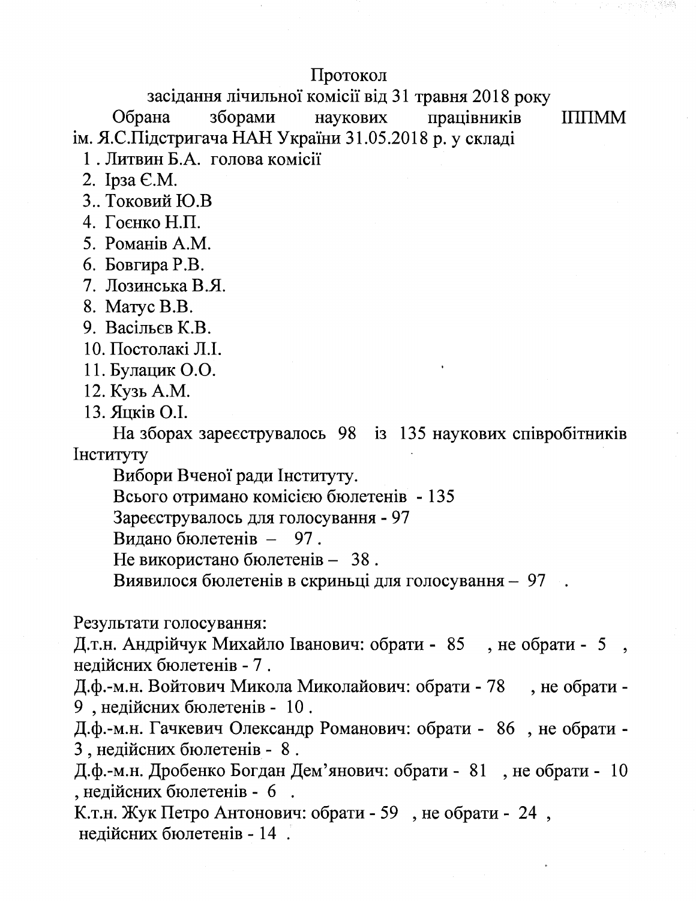Протокол

засідання лічильної комісії від 31 травня 2018 року

Обрана зборами наукових працівників ІППММ ім. Я.С.Підстригача НАН України 31.05.2018 р. у складі

1 . Литвин Б.А. голова комісії
2. Ірза Є.М.
3.. Токовий Ю.В
4. Гоєнко Н.П.
5. Романів А.М.
6. Бовгира Р.В.
7. Лозинська В.Я.
8. Матус В.В.
9. Васільєв К.В.
10. Постолакі Л.І.
11. Булацик О.О.
12. Кузь А.М.
13. Яцків О.І.

На зборах зареєструвалось 98 із 135 наукових співробітників Інституту

Вибори Вченої ради Інституту.

Всього отримано комісією бюлетенів - 135

Зареєструвалось для голосування - 97

Видано бюлетенів – 97 .

Не використано бюлетенів – 38 .

Виявилося бюлетенів в скриньці для голосування – 97 .

Результати голосування:

Д.т.н. Андрійчук Михайло Іванович: обрати - 85 , не обрати - 5 , недійсних бюлетенів - 7 .

Д.ф.-м.н. Войтович Микола Миколайович: обрати - 78 , не обрати - 9 , недійсних бюлетенів - 10 .

Д.ф.-м.н. Гачкевич Олександр Романович: обрати - 86 , не обрати - 3 , недійсних бюлетенів - 8 .

Д.ф.-м.н. Дробенко Богдан Дем'янович: обрати - 81 , не обрати - 10 , недійсних бюлетенів - 6 .

К.т.н. Жук Петро Антонович: обрати - 59 , не обрати - 24 , недійсних бюлетенів - 14 .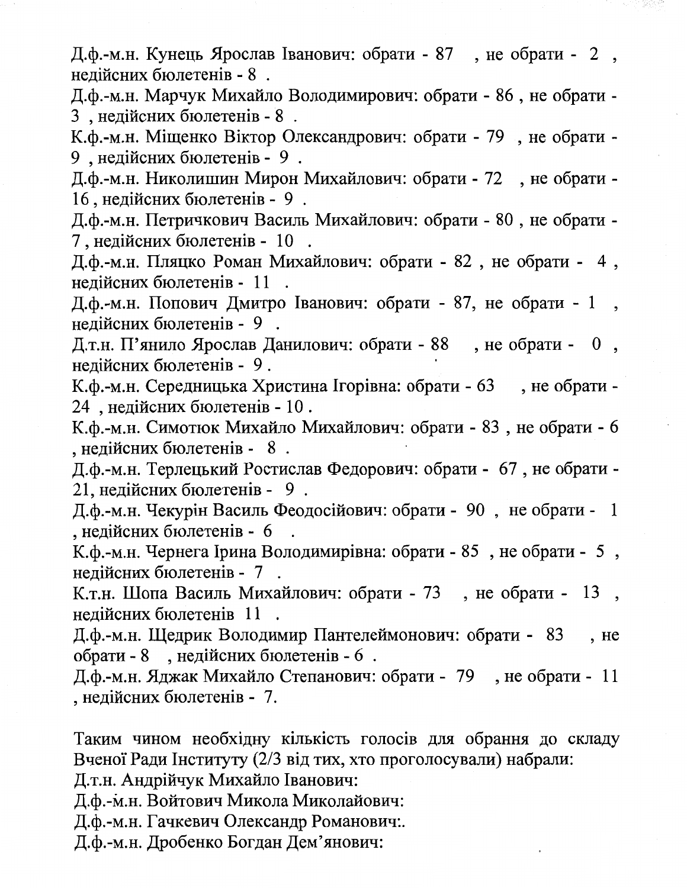Д.ф.-м.н. Кунець Ярослав Іванович: обрати - 87 , не обрати - 2 , недійсних бюлетенів - 8 .

Д.ф.-м.н. Марчук Михайло Володимирович: обрати - 86 , не обрати - 3 , недійсних бюлетенів - 8 .

К.ф.-м.н. Міщенко Віктор Олександрович: обрати - 79 , не обрати - 9 , недійсних бюлетенів - 9 .

Д.ф.-м.н. Николишин Мирон Михайлович: обрати - 72 , не обрати - 16 , недійсних бюлетенів - 9 .

Д.ф.-м.н. Петричкович Василь Михайлович: обрати - 80 , не обрати - 7 , недійсних бюлетенів - 10 .

Д.ф.-м.н. Пляцко Роман Михайлович: обрати - 82 , не обрати - 4 , недійсних бюлетенів - 11 .

Д.ф.-м.н. Попович Дмитро Іванович: обрати - 87, не обрати - 1 , недійсних бюлетенів - 9 .

Д.т.н. П'янило Ярослав Данилович: обрати - 88 , не обрати - 0 , недійсних бюлетенів - 9 .

К.ф.-м.н. Середницька Христина Ігорівна: обрати - 63 , не обрати - 24 , недійсних бюлетенів - 10 .

К.ф.-м.н. Симотюк Михайло Михайлович: обрати - 83 , не обрати - 6 , недійсних бюлетенів - 8 .

Д.ф.-м.н. Терлецький Ростислав Федорович: обрати - 67 , не обрати - 21, недійсних бюлетенів - 9 .

Д.ф.-м.н. Чекурін Василь Феодосійович: обрати - 90 , не обрати - 1 , недійсних бюлетенів - 6 .

К.ф.-м.н. Чернега Ірина Володимирівна: обрати - 85 , не обрати - 5 , недійсних бюлетенів - 7 .

К.т.н. Шопа Василь Михайлович: обрати - 73 , не обрати - 13 , недійсних бюлетенів 11 .

Д.ф.-м.н. Щедрик Володимир Пантелеймонович: обрати - 83 , не обрати - 8 , недійсних бюлетенів - 6 .

Д.ф.-м.н. Яджак Михайло Степанович: обрати - 79 , не обрати - 11 , недійсних бюлетенів - 7.

Таким чином необхідну кількість голосів для обрання до складу Вченої Ради Інституту (2/3 від тих, хто проголосували) набрали:

Д.т.н. Андрійчук Михайло Іванович:

Д.ф.-м.н. Войтович Микола Миколайович:

Д.ф.-м.н. Гачкевич Олександр Романович:.

Д.ф.-м.н. Дробенко Богдан Дем'янович: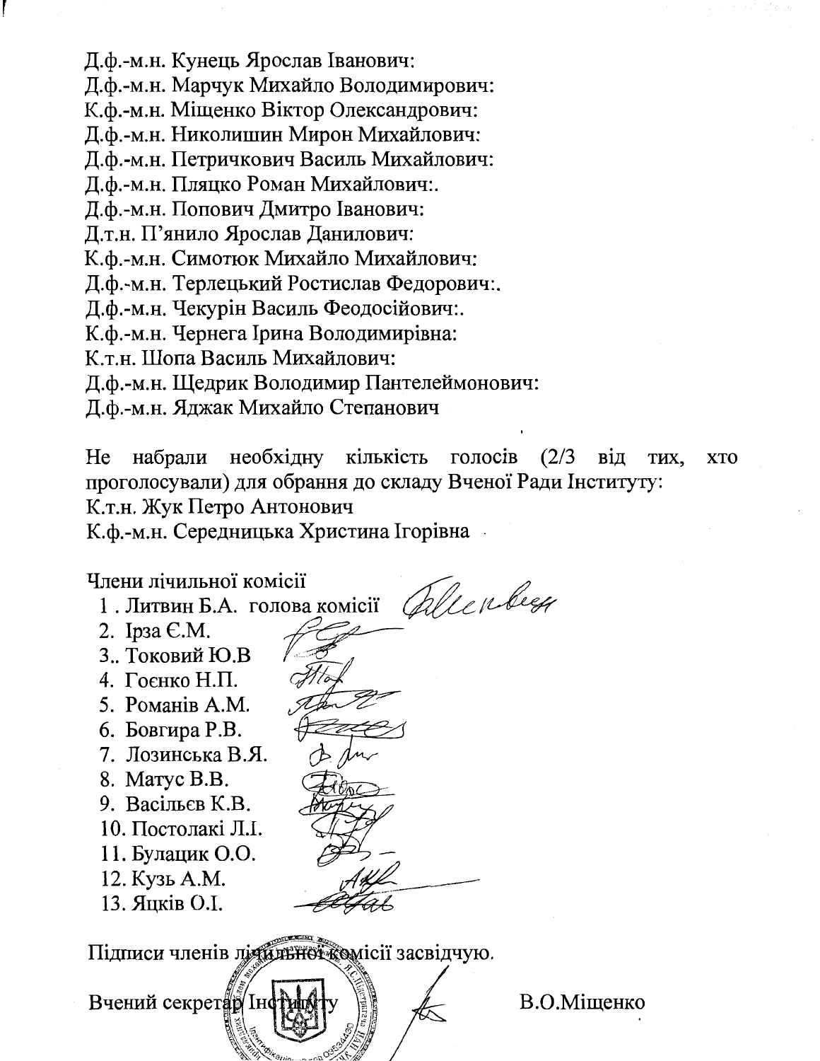Д.ф.-м.н. Кунець Ярослав Іванович:
Д.ф.-м.н. Марчук Михайло Володимирович:
К.ф.-м.н. Міщенко Віктор Олександрович:
Д.ф.-м.н. Николишин Мирон Михайлович:
Д.ф.-м.н. Петричкович Василь Михайлович:
Д.ф.-м.н. Пляцко Роман Михайлович:.
Д.ф.-м.н. Попович Дмитро Іванович:
Д.т.н. П'янило Ярослав Данилович:
К.ф.-м.н. Симотюк Михайло Михайлович:
Д.ф.-м.н. Терлецький Ростислав Федорович:.
Д.ф.-м.н. Чекурін Василь Феодосійович:.
К.ф.-м.н. Чернега Ірина Володимирівна:
К.т.н. Шопа Василь Михайлович:
Д.ф.-м.н. Щедрик Володимир Пантелеймонович:
Д.ф.-м.н. Яджак Михайло Степанович

Не набрали необхідну кількість голосів (2/3 від тих, хто проголосували) для обрання до складу Вченої Ради Інституту:
К.т.н. Жук Петро Антонович
К.ф.-м.н. Середницька Христина Ігорівна

Члени лічильної комісії

1. Литвин Б.А. голова комісії
2. Ірза Є.М.
3. Токовий Ю.В
4. Гоєнко Н.П.
5. Романів А.М.
6. Бовгира Р.В.
7. Лозинська В.Я.
8. Матус В.В.
9. Васільєв К.В.
10. Постолакі Л.І.
11. Булацик О.О.
12. Кузь А.М.
13. Яцків О.І.

Підписи членів лічильної комісії засвідчую.

Вчений секретар Інституту В.О.Міщенко